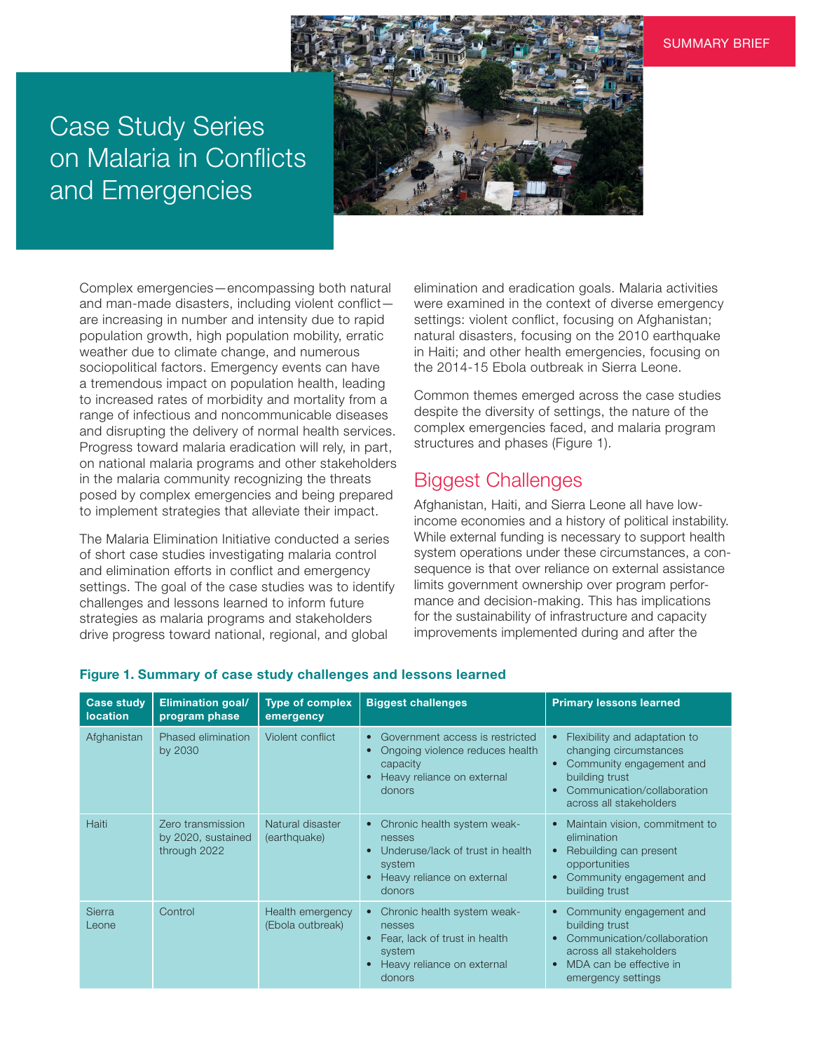SUMMARY BRIEF

# Case Study Series on Malaria in Conflicts and Emergencies

Complex emergencies—encompassing both natural and man-made disasters, including violent conflict—are increasing in number and intensity due to rapid population growth, high population mobility, erratic weather due to climate change, and numerous sociopolitical factors. Emergency events can have a tremendous impact on population health, leading to increased rates of morbidity and mortality from a range of infectious and noncommunicable diseases and disrupting the delivery of normal health services. Progress toward malaria eradication will rely, in part, on national malaria programs and other stakeholders in the malaria community recognizing the threats posed by complex emergencies and being prepared to implement strategies that alleviate their impact.

The Malaria Elimination Initiative conducted a series of short case studies investigating malaria control and elimination efforts in conflict and emergency settings. The goal of the case studies was to identify challenges and lessons learned to inform future strategies as malaria programs and stakeholders drive progress toward national, regional, and global elimination and eradication goals. Malaria activities were examined in the context of diverse emergency settings: violent conflict, focusing on Afghanistan; natural disasters, focusing on the 2010 earthquake in Haiti; and other health emergencies, focusing on the 2014-15 Ebola outbreak in Sierra Leone.

Common themes emerged across the case studies despite the diversity of settings, the nature of the complex emergencies faced, and malaria program structures and phases (Figure 1).

## Biggest Challenges

Afghanistan, Haiti, and Sierra Leone all have low-income economies and a history of political instability. While external funding is necessary to support health system operations under these circumstances, a consequence is that over reliance on external assistance limits government ownership over program performance and decision-making. This has implications for the sustainability of infrastructure and capacity improvements implemented during and after the

**Figure 1. Summary of case study challenges and lessons learned**

| Case study location | Elimination goal/ program phase | Type of complex emergency | Biggest challenges | Primary lessons learned |
|---|---|---|---|---|
| Afghanistan | Phased elimination by 2030 | Violent conflict | • Government access is restricted<br>• Ongoing violence reduces health capacity<br>• Heavy reliance on external donors | • Flexibility and adaptation to changing circumstances<br>• Community engagement and building trust<br>• Communication/collaboration across all stakeholders |
| Haiti | Zero transmission by 2020, sustained through 2022 | Natural disaster (earthquake) | • Chronic health system weaknesses<br>• Underuse/lack of trust in health system<br>• Heavy reliance on external donors | • Maintain vision, commitment to elimination<br>• Rebuilding can present opportunities<br>• Community engagement and building trust |
| Sierra Leone | Control | Health emergency (Ebola outbreak) | • Chronic health system weaknesses<br>• Fear, lack of trust in health system<br>• Heavy reliance on external donors | • Community engagement and building trust<br>• Communication/collaboration across all stakeholders<br>• MDA can be effective in emergency settings |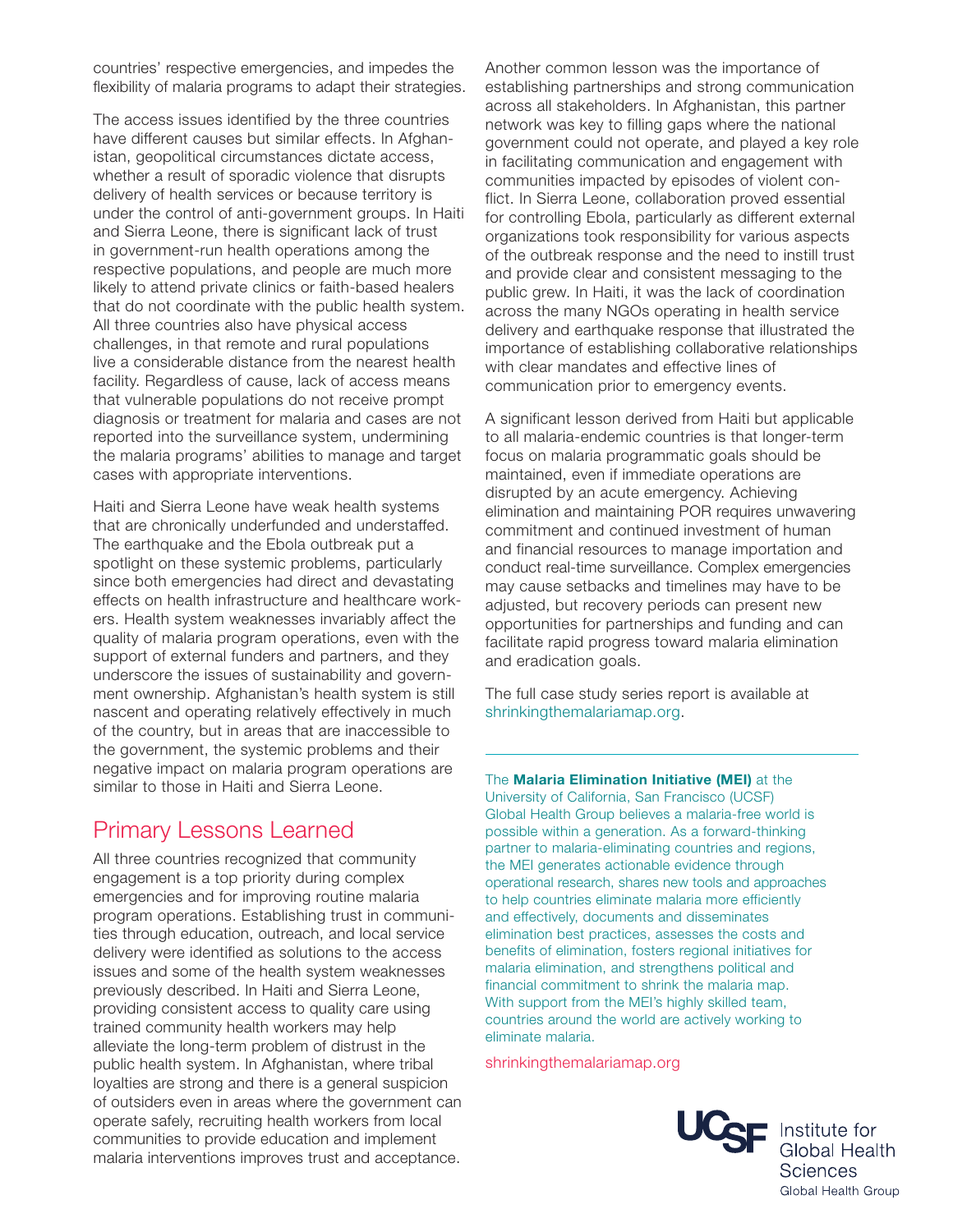countries' respective emergencies, and impedes the flexibility of malaria programs to adapt their strategies.

The access issues identified by the three countries have different causes but similar effects. In Afghanistan, geopolitical circumstances dictate access, whether a result of sporadic violence that disrupts delivery of health services or because territory is under the control of anti-government groups. In Haiti and Sierra Leone, there is significant lack of trust in government-run health operations among the respective populations, and people are much more likely to attend private clinics or faith-based healers that do not coordinate with the public health system. All three countries also have physical access challenges, in that remote and rural populations live a considerable distance from the nearest health facility. Regardless of cause, lack of access means that vulnerable populations do not receive prompt diagnosis or treatment for malaria and cases are not reported into the surveillance system, undermining the malaria programs' abilities to manage and target cases with appropriate interventions.

Haiti and Sierra Leone have weak health systems that are chronically underfunded and understaffed. The earthquake and the Ebola outbreak put a spotlight on these systemic problems, particularly since both emergencies had direct and devastating effects on health infrastructure and healthcare workers. Health system weaknesses invariably affect the quality of malaria program operations, even with the support of external funders and partners, and they underscore the issues of sustainability and government ownership. Afghanistan's health system is still nascent and operating relatively effectively in much of the country, but in areas that are inaccessible to the government, the systemic problems and their negative impact on malaria program operations are similar to those in Haiti and Sierra Leone.

## Primary Lessons Learned

All three countries recognized that community engagement is a top priority during complex emergencies and for improving routine malaria program operations. Establishing trust in communities through education, outreach, and local service delivery were identified as solutions to the access issues and some of the health system weaknesses previously described. In Haiti and Sierra Leone, providing consistent access to quality care using trained community health workers may help alleviate the long-term problem of distrust in the public health system. In Afghanistan, where tribal loyalties are strong and there is a general suspicion of outsiders even in areas where the government can operate safely, recruiting health workers from local communities to provide education and implement malaria interventions improves trust and acceptance.

Another common lesson was the importance of establishing partnerships and strong communication across all stakeholders. In Afghanistan, this partner network was key to filling gaps where the national government could not operate, and played a key role in facilitating communication and engagement with communities impacted by episodes of violent conflict. In Sierra Leone, collaboration proved essential for controlling Ebola, particularly as different external organizations took responsibility for various aspects of the outbreak response and the need to instill trust and provide clear and consistent messaging to the public grew. In Haiti, it was the lack of coordination across the many NGOs operating in health service delivery and earthquake response that illustrated the importance of establishing collaborative relationships with clear mandates and effective lines of communication prior to emergency events.

A significant lesson derived from Haiti but applicable to all malaria-endemic countries is that longer-term focus on malaria programmatic goals should be maintained, even if immediate operations are disrupted by an acute emergency. Achieving elimination and maintaining POR requires unwavering commitment and continued investment of human and financial resources to manage importation and conduct real-time surveillance. Complex emergencies may cause setbacks and timelines may have to be adjusted, but recovery periods can present new opportunities for partnerships and funding and can facilitate rapid progress toward malaria elimination and eradication goals.

The full case study series report is available at shrinkingthemalariamap.org.

---

The **Malaria Elimination Initiative (MEI)** at the University of California, San Francisco (UCSF) Global Health Group believes a malaria-free world is possible within a generation. As a forward-thinking partner to malaria-eliminating countries and regions, the MEI generates actionable evidence through operational research, shares new tools and approaches to help countries eliminate malaria more efficiently and effectively, documents and disseminates elimination best practices, assesses the costs and benefits of elimination, fosters regional initiatives for malaria elimination, and strengthens political and financial commitment to shrink the malaria map. With support from the MEI's highly skilled team, countries around the world are actively working to eliminate malaria.

shrinkingthemalariamap.org

UCSF Institute for Global Health Sciences
Global Health Group